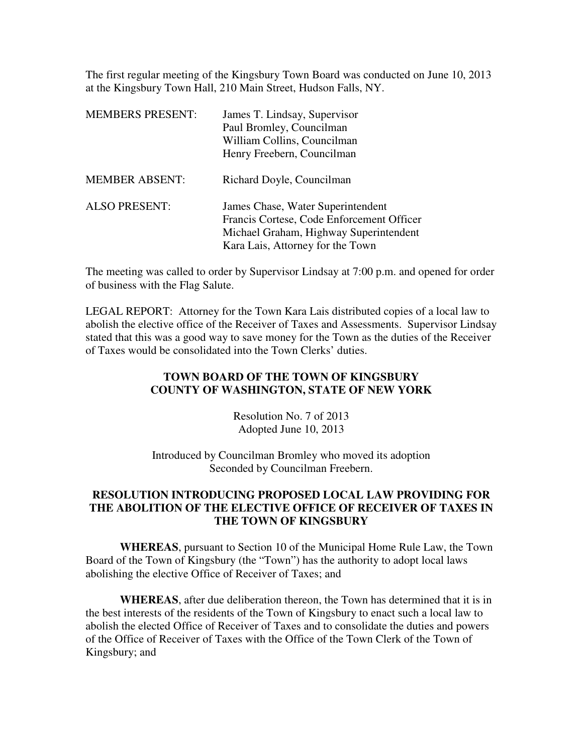The first regular meeting of the Kingsbury Town Board was conducted on June 10, 2013 at the Kingsbury Town Hall, 210 Main Street, Hudson Falls, NY.

| | |
|---|---|
| MEMBERS PRESENT: | James T. Lindsay, Supervisor<br>Paul Bromley, Councilman<br>William Collins, Councilman<br>Henry Freebern, Councilman |
| MEMBER ABSENT: | Richard Doyle, Councilman |
| ALSO PRESENT: | James Chase, Water Superintendent<br>Francis Cortese, Code Enforcement Officer<br>Michael Graham, Highway Superintendent<br>Kara Lais, Attorney for the Town |

The meeting was called to order by Supervisor Lindsay at 7:00 p.m. and opened for order of business with the Flag Salute.

LEGAL REPORT: Attorney for the Town Kara Lais distributed copies of a local law to abolish the elective office of the Receiver of Taxes and Assessments. Supervisor Lindsay stated that this was a good way to save money for the Town as the duties of the Receiver of Taxes would be consolidated into the Town Clerks' duties.

**TOWN BOARD OF THE TOWN OF KINGSBURY**
**COUNTY OF WASHINGTON, STATE OF NEW YORK**

Resolution No. 7 of 2013
Adopted June 10, 2013

Introduced by Councilman Bromley who moved its adoption
Seconded by Councilman Freebern.

**RESOLUTION INTRODUCING PROPOSED LOCAL LAW PROVIDING FOR THE ABOLITION OF THE ELECTIVE OFFICE OF RECEIVER OF TAXES IN THE TOWN OF KINGSBURY**

**WHEREAS**, pursuant to Section 10 of the Municipal Home Rule Law, the Town Board of the Town of Kingsbury (the "Town") has the authority to adopt local laws abolishing the elective Office of Receiver of Taxes; and

**WHEREAS**, after due deliberation thereon, the Town has determined that it is in the best interests of the residents of the Town of Kingsbury to enact such a local law to abolish the elected Office of Receiver of Taxes and to consolidate the duties and powers of the Office of Receiver of Taxes with the Office of the Town Clerk of the Town of Kingsbury; and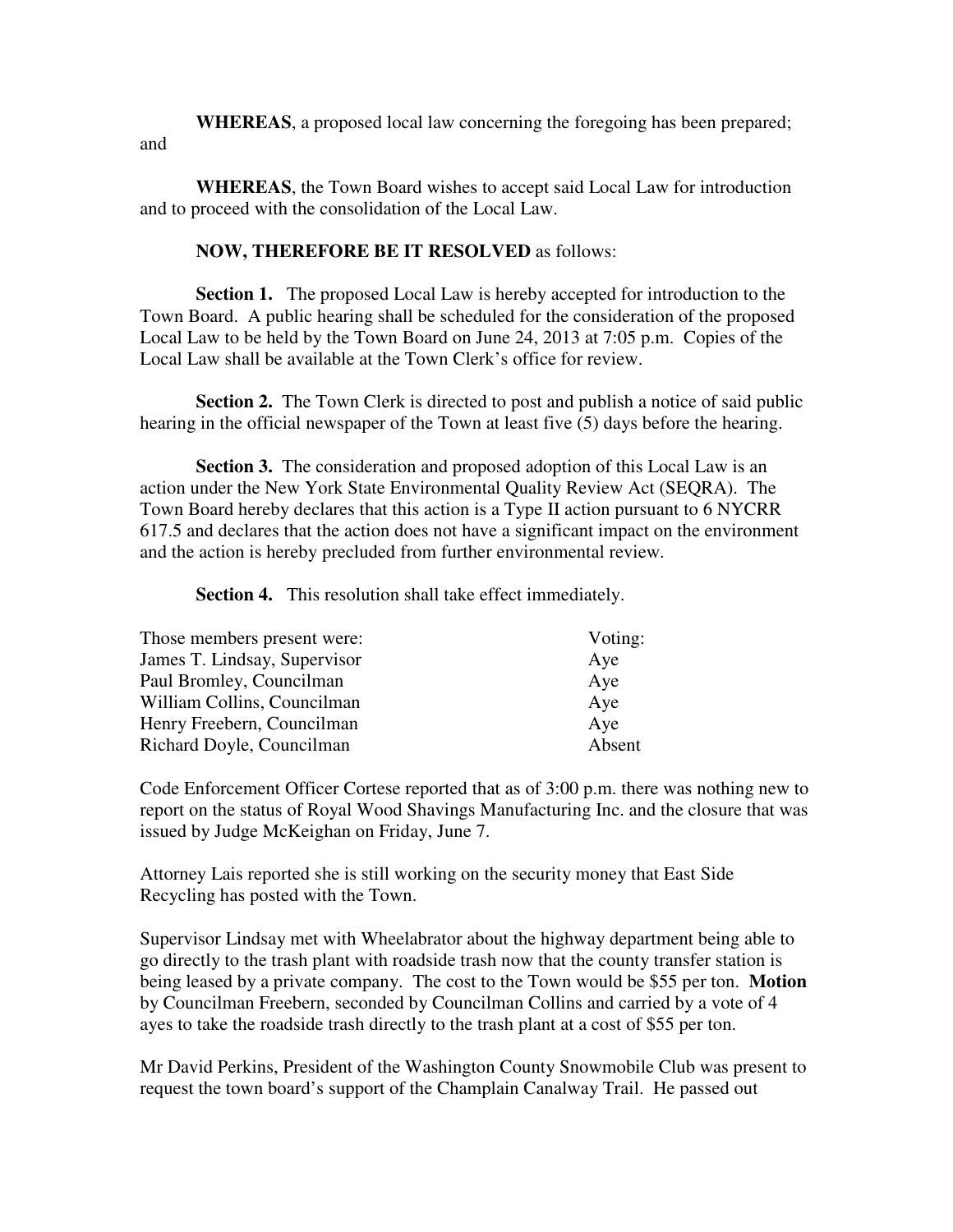**WHEREAS**, a proposed local law concerning the foregoing has been prepared; and

**WHEREAS**, the Town Board wishes to accept said Local Law for introduction and to proceed with the consolidation of the Local Law.

**NOW, THEREFORE BE IT RESOLVED** as follows:

**Section 1.** The proposed Local Law is hereby accepted for introduction to the Town Board. A public hearing shall be scheduled for the consideration of the proposed Local Law to be held by the Town Board on June 24, 2013 at 7:05 p.m. Copies of the Local Law shall be available at the Town Clerk's office for review.

**Section 2.** The Town Clerk is directed to post and publish a notice of said public hearing in the official newspaper of the Town at least five (5) days before the hearing.

**Section 3.** The consideration and proposed adoption of this Local Law is an action under the New York State Environmental Quality Review Act (SEQRA). The Town Board hereby declares that this action is a Type II action pursuant to 6 NYCRR 617.5 and declares that the action does not have a significant impact on the environment and the action is hereby precluded from further environmental review.

**Section 4.** This resolution shall take effect immediately.

| Those members present were: | Voting: |
|---|---|
| James T. Lindsay, Supervisor | Aye |
| Paul Bromley, Councilman | Aye |
| William Collins, Councilman | Aye |
| Henry Freebern, Councilman | Aye |
| Richard Doyle, Councilman | Absent |

Code Enforcement Officer Cortese reported that as of 3:00 p.m. there was nothing new to report on the status of Royal Wood Shavings Manufacturing Inc. and the closure that was issued by Judge McKeighan on Friday, June 7.

Attorney Lais reported she is still working on the security money that East Side Recycling has posted with the Town.

Supervisor Lindsay met with Wheelabrator about the highway department being able to go directly to the trash plant with roadside trash now that the county transfer station is being leased by a private company. The cost to the Town would be $55 per ton. **Motion** by Councilman Freebern, seconded by Councilman Collins and carried by a vote of 4 ayes to take the roadside trash directly to the trash plant at a cost of $55 per ton.

Mr David Perkins, President of the Washington County Snowmobile Club was present to request the town board's support of the Champlain Canalway Trail. He passed out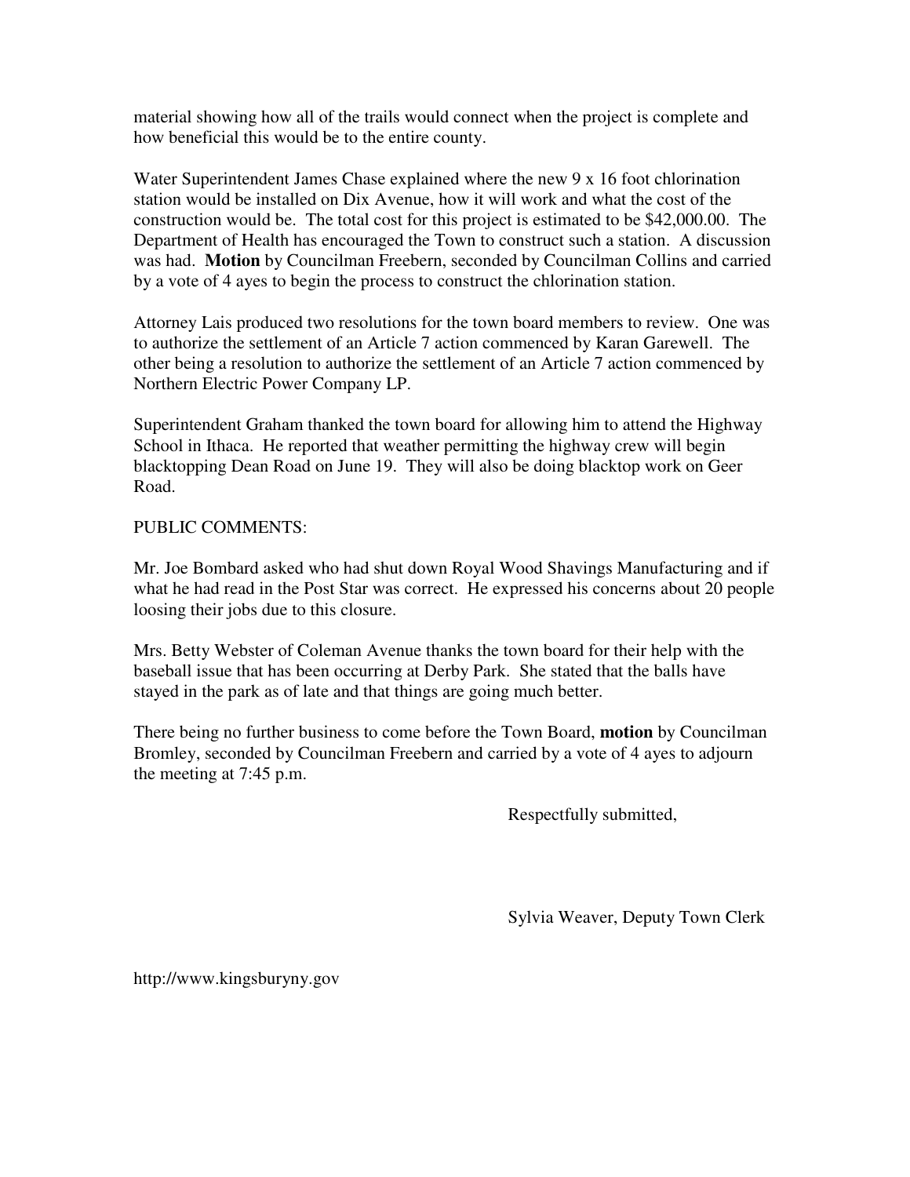material showing how all of the trails would connect when the project is complete and how beneficial this would be to the entire county.

Water Superintendent James Chase explained where the new 9 x 16 foot chlorination station would be installed on Dix Avenue, how it will work and what the cost of the construction would be. The total cost for this project is estimated to be $42,000.00. The Department of Health has encouraged the Town to construct such a station. A discussion was had. **Motion** by Councilman Freebern, seconded by Councilman Collins and carried by a vote of 4 ayes to begin the process to construct the chlorination station.

Attorney Lais produced two resolutions for the town board members to review. One was to authorize the settlement of an Article 7 action commenced by Karan Garewell. The other being a resolution to authorize the settlement of an Article 7 action commenced by Northern Electric Power Company LP.

Superintendent Graham thanked the town board for allowing him to attend the Highway School in Ithaca. He reported that weather permitting the highway crew will begin blacktopping Dean Road on June 19. They will also be doing blacktop work on Geer Road.

PUBLIC COMMENTS:

Mr. Joe Bombard asked who had shut down Royal Wood Shavings Manufacturing and if what he had read in the Post Star was correct. He expressed his concerns about 20 people loosing their jobs due to this closure.

Mrs. Betty Webster of Coleman Avenue thanks the town board for their help with the baseball issue that has been occurring at Derby Park. She stated that the balls have stayed in the park as of late and that things are going much better.

There being no further business to come before the Town Board, **motion** by Councilman Bromley, seconded by Councilman Freebern and carried by a vote of 4 ayes to adjourn the meeting at 7:45 p.m.

Respectfully submitted,

Sylvia Weaver, Deputy Town Clerk

http://www.kingsburyny.gov